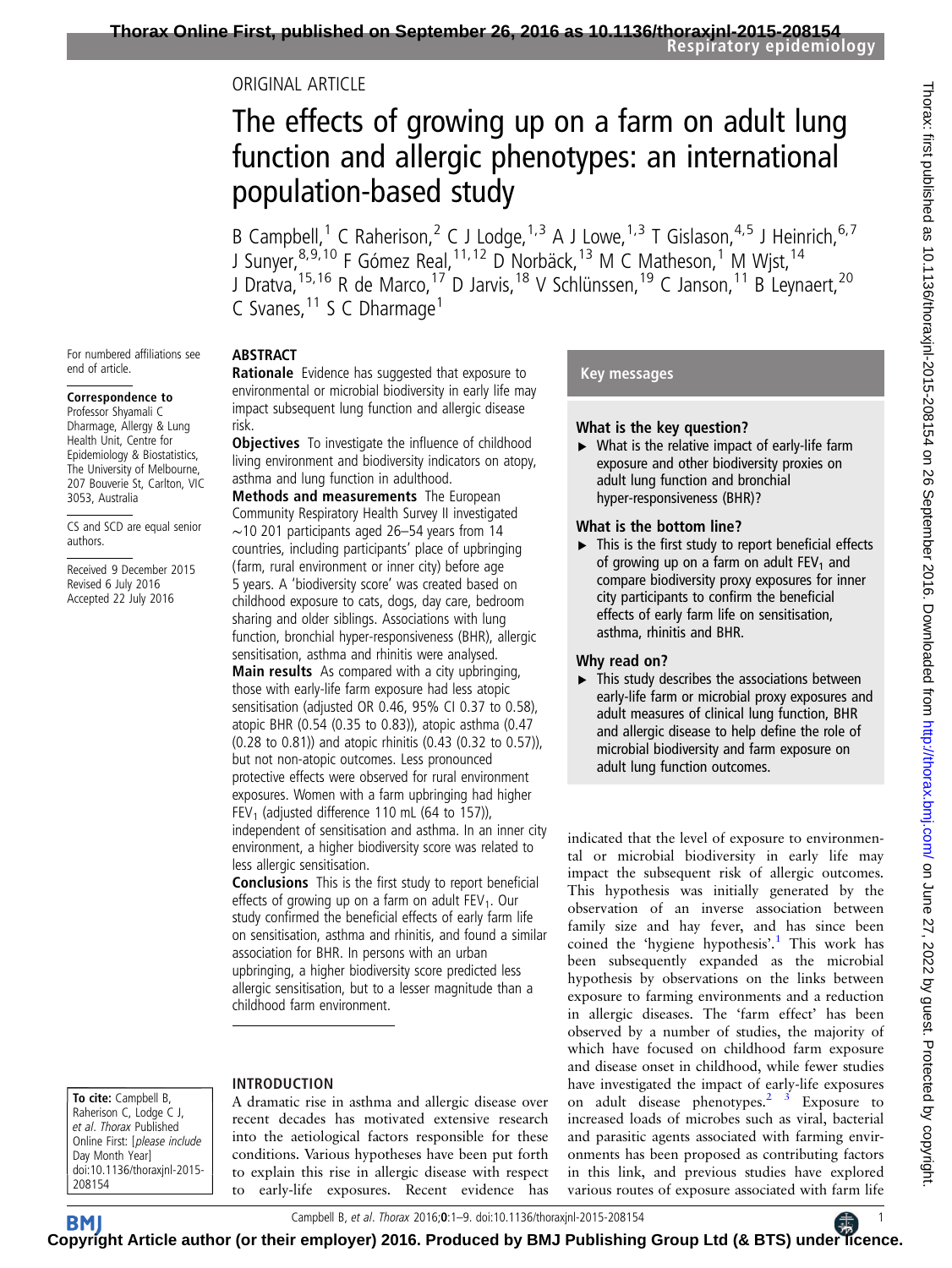ORIGINAL ARTICLE

# The effects of growing up on a farm on adult lung function and allergic phenotypes: an international population-based study

B Campbell,[1] C Raherison,[2] C J Lodge,[1,3] A J Lowe,[1,3] T Gislason,[4,5] J Heinrich,[6,7] J Sunyer,[8,9,10] F Gómez Real,[11,12] D Norbäck,[13] M C Matheson,[1] M Wjst,[14] J Dratva,[15,16] R de Marco,[17] D Jarvis,[18] V Schlünssen,[19] C Janson,[11] B Leynaert,[20] C Svanes,[11] S C Dharmage[1]

For numbered affiliations see end of article.

**Correspondence to** Professor Shyamali C Dharmage, Allergy & Lung Health Unit, Centre for Epidemiology & Biostatistics, The University of Melbourne, 207 Bouverie St, Carlton, VIC 3053, Australia

CS and SCD are equal senior authors.

Received 9 December 2015
Revised 6 July 2016
Accepted 22 July 2016

## ABSTRACT

**Rationale** Evidence has suggested that exposure to environmental or microbial biodiversity in early life may impact subsequent lung function and allergic disease risk.

**Objectives** To investigate the influence of childhood living environment and biodiversity indicators on atopy, asthma and lung function in adulthood.

**Methods and measurements** The European Community Respiratory Health Survey II investigated ∼10 201 participants aged 26–54 years from 14 countries, including participants' place of upbringing (farm, rural environment or inner city) before age 5 years. A 'biodiversity score' was created based on childhood exposure to cats, dogs, day care, bedroom sharing and older siblings. Associations with lung function, bronchial hyper-responsiveness (BHR), allergic sensitisation, asthma and rhinitis were analysed.

**Main results** As compared with a city upbringing, those with early-life farm exposure had less atopic sensitisation (adjusted OR 0.46, 95% CI 0.37 to 0.58), atopic BHR (0.54 (0.35 to 0.83)), atopic asthma (0.47 (0.28 to 0.81)) and atopic rhinitis (0.43 (0.32 to 0.57)), but not non-atopic outcomes. Less pronounced protective effects were observed for rural environment exposures. Women with a farm upbringing had higher $FEV_1$ (adjusted difference 110 mL (64 to 157)), independent of sensitisation and asthma. In an inner city environment, a higher biodiversity score was related to less allergic sensitisation.

**Conclusions** This is the first study to report beneficial effects of growing up on a farm on adult $FEV_1$. Our study confirmed the beneficial effects of early farm life on sensitisation, asthma and rhinitis, and found a similar association for BHR. In persons with an urban upbringing, a higher biodiversity score predicted less allergic sensitisation, but to a lesser magnitude than a childhood farm environment.

### Key messages

**What is the key question?**

- What is the relative impact of early-life farm exposure and other biodiversity proxies on adult lung function and bronchial hyper-responsiveness (BHR)?

**What is the bottom line?**

- This is the first study to report beneficial effects of growing up on a farm on adult $FEV_1$ and compare biodiversity proxy exposures for inner city participants to confirm the beneficial effects of early farm life on sensitisation, asthma, rhinitis and BHR.

**Why read on?**

- This study describes the associations between early-life farm or microbial proxy exposures and adult measures of clinical lung function, BHR and allergic disease to help define the role of microbial biodiversity and farm exposure on adult lung function outcomes.

**To cite:** Campbell B, Raherison C, Lodge C J, et al. Thorax Published Online First: [please include Day Month Year] doi:10.1136/thoraxjnl-2015-208154

## INTRODUCTION

A dramatic rise in asthma and allergic disease over recent decades has motivated extensive research into the aetiological factors responsible for these conditions. Various hypotheses have been put forth to explain this rise in allergic disease with respect to early-life exposures. Recent evidence has indicated that the level of exposure to environmental or microbial biodiversity in early life may impact the subsequent risk of allergic outcomes. This hypothesis was initially generated by the observation of an inverse association between family size and hay fever, and has since been coined the 'hygiene hypothesis'.[1] This work has been subsequently expanded as the microbial hypothesis by observations on the links between exposure to farming environments and a reduction in allergic diseases. The 'farm effect' has been observed by a number of studies, the majority of which have focused on childhood farm exposure and disease onset in childhood, while fewer studies have investigated the impact of early-life exposures on adult disease phenotypes.[2,3] Exposure to increased loads of microbes such as viral, bacterial and parasitic agents associated with farming environments has been proposed as contributing factors in this link, and previous studies have explored various routes of exposure associated with farm life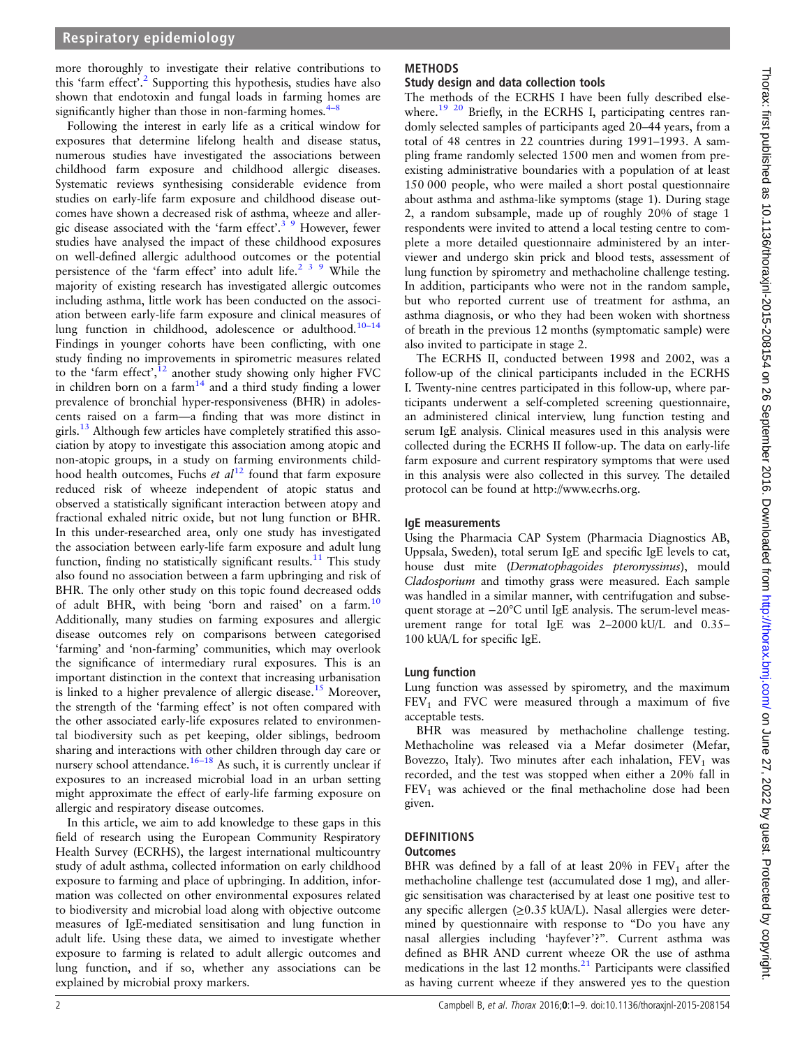more thoroughly to investigate their relative contributions to this 'farm effect'.[2] Supporting this hypothesis, studies have also shown that endotoxin and fungal loads in farming homes are significantly higher than those in non-farming homes.[4–8]

Following the interest in early life as a critical window for exposures that determine lifelong health and disease status, numerous studies have investigated the associations between childhood farm exposure and childhood allergic diseases. Systematic reviews synthesising considerable evidence from studies on early-life farm exposure and childhood disease outcomes have shown a decreased risk of asthma, wheeze and allergic disease associated with the 'farm effect'.[3 9] However, fewer studies have analysed the impact of these childhood exposures on well-defined allergic adulthood outcomes or the potential persistence of the 'farm effect' into adult life.[2 3 9] While the majority of existing research has investigated allergic outcomes including asthma, little work has been conducted on the association between early-life farm exposure and clinical measures of lung function in childhood, adolescence or adulthood.[10–14] Findings in younger cohorts have been conflicting, with one study finding no improvements in spirometric measures related to the 'farm effect',[12] another study showing only higher FVC in children born on a farm[14] and a third study finding a lower prevalence of bronchial hyper-responsiveness (BHR) in adolescents raised on a farm—a finding that was more distinct in girls.[13] Although few articles have completely stratified this association by atopy to investigate this association among atopic and non-atopic groups, in a study on farming environments childhood health outcomes, Fuchs *et al*[12] found that farm exposure reduced risk of wheeze independent of atopic status and observed a statistically significant interaction between atopy and fractional exhaled nitric oxide, but not lung function or BHR. In this under-researched area, only one study has investigated the association between early-life farm exposure and adult lung function, finding no statistically significant results.[11] This study also found no association between a farm upbringing and risk of BHR. The only other study on this topic found decreased odds of adult BHR, with being 'born and raised' on a farm.[10] Additionally, many studies on farming exposures and allergic disease outcomes rely on comparisons between categorised 'farming' and 'non-farming' communities, which may overlook the significance of intermediary rural exposures. This is an important distinction in the context that increasing urbanisation is linked to a higher prevalence of allergic disease.[15] Moreover, the strength of the 'farming effect' is not often compared with the other associated early-life exposures related to environmental biodiversity such as pet keeping, older siblings, bedroom sharing and interactions with other children through day care or nursery school attendance.[16–18] As such, it is currently unclear if exposures to an increased microbial load in an urban setting might approximate the effect of early-life farming exposure on allergic and respiratory disease outcomes.

In this article, we aim to add knowledge to these gaps in this field of research using the European Community Respiratory Health Survey (ECRHS), the largest international multicountry study of adult asthma, collected information on early childhood exposure to farming and place of upbringing. In addition, information was collected on other environmental exposures related to biodiversity and microbial load along with objective outcome measures of IgE-mediated sensitisation and lung function in adult life. Using these data, we aimed to investigate whether exposure to farming is related to adult allergic outcomes and lung function, and if so, whether any associations can be explained by microbial proxy markers.

## METHODS

### Study design and data collection tools

The methods of the ECRHS I have been fully described elsewhere.[19 20] Briefly, in the ECRHS I, participating centres randomly selected samples of participants aged 20–44 years, from a total of 48 centres in 22 countries during 1991–1993. A sampling frame randomly selected 1500 men and women from pre-existing administrative boundaries with a population of at least 150 000 people, who were mailed a short postal questionnaire about asthma and asthma-like symptoms (stage 1). During stage 2, a random subsample, made up of roughly 20% of stage 1 respondents were invited to attend a local testing centre to complete a more detailed questionnaire administered by an interviewer and undergo skin prick and blood tests, assessment of lung function by spirometry and methacholine challenge testing. In addition, participants who were not in the random sample, but who reported current use of treatment for asthma, an asthma diagnosis, or who they had been woken with shortness of breath in the previous 12 months (symptomatic sample) were also invited to participate in stage 2.

The ECRHS II, conducted between 1998 and 2002, was a follow-up of the clinical participants included in the ECRHS I. Twenty-nine centres participated in this follow-up, where participants underwent a self-completed screening questionnaire, an administered clinical interview, lung function testing and serum IgE analysis. Clinical measures used in this analysis were collected during the ECRHS II follow-up. The data on early-life farm exposure and current respiratory symptoms that were used in this analysis were also collected in this survey. The detailed protocol can be found at http://www.ecrhs.org.

### IgE measurements

Using the Pharmacia CAP System (Pharmacia Diagnostics AB, Uppsala, Sweden), total serum IgE and specific IgE levels to cat, house dust mite (*Dermatophagoides pteronyssinus*), mould *Cladosporium* and timothy grass were measured. Each sample was handled in a similar manner, with centrifugation and subsequent storage at −20°C until IgE analysis. The serum-level measurement range for total IgE was 2–2000 kU/L and 0.35–100 kUA/L for specific IgE.

### Lung function

Lung function was assessed by spirometry, and the maximum $FEV_1$ and FVC were measured through a maximum of five acceptable tests.

BHR was measured by methacholine challenge testing. Methacholine was released via a Mefar dosimeter (Mefar, Bovezzo, Italy). Two minutes after each inhalation, $FEV_1$ was recorded, and the test was stopped when either a 20% fall in $FEV_1$ was achieved or the final methacholine dose had been given.

## DEFINITIONS

### Outcomes

BHR was defined by a fall of at least 20% in $FEV_1$ after the methacholine challenge test (accumulated dose 1 mg), and allergic sensitisation was characterised by at least one positive test to any specific allergen (≥0.35 kUA/L). Nasal allergies were determined by questionnaire with response to "Do you have any nasal allergies including 'hayfever'?". Current asthma was defined as BHR AND current wheeze OR the use of asthma medications in the last 12 months.[21] Participants were classified as having current wheeze if they answered yes to the question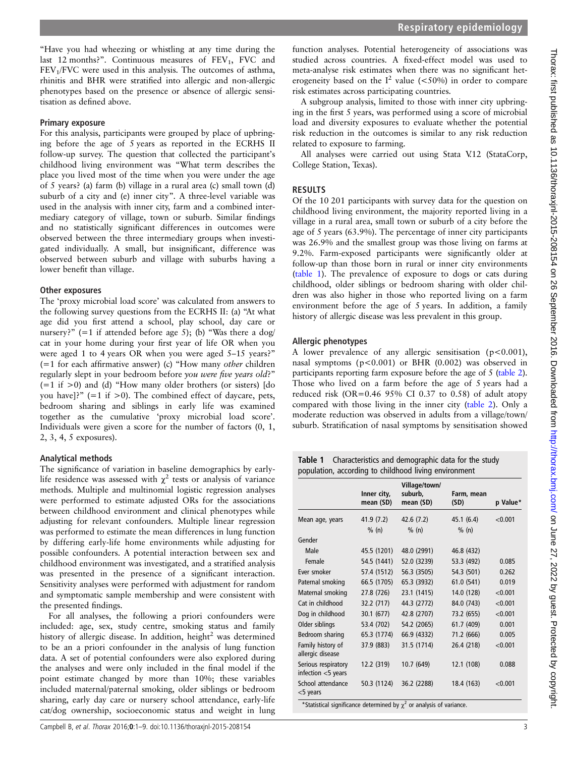"Have you had wheezing or whistling at any time during the last 12 months?". Continuous measures of $FEV_1$, FVC and $FEV_1$/FVC were used in this analysis. The outcomes of asthma, rhinitis and BHR were stratified into allergic and non-allergic phenotypes based on the presence or absence of allergic sensitisation as defined above.

### Primary exposure

For this analysis, participants were grouped by place of upbringing before the age of 5 years as reported in the ECRHS II follow-up survey. The question that collected the participant's childhood living environment was "What term describes the place you lived most of the time when you were under the age of 5 years? (a) farm (b) village in a rural area (c) small town (d) suburb of a city and (e) inner city". A three-level variable was used in the analysis with inner city, farm and a combined intermediary category of village, town or suburb. Similar findings and no statistically significant differences in outcomes were observed between the three intermediary groups when investigated individually. A small, but insignificant, difference was observed between suburb and village with suburbs having a lower benefit than village.

### Other exposures

The 'proxy microbial load score' was calculated from answers to the following survey questions from the ECRHS II: (a) "At what age did you first attend a school, play school, day care or nursery?" (=1 if attended before age 5); (b) "Was there a dog/cat in your home during your first year of life OR when you were aged 1 to 4 years OR when you were aged 5–15 years?" (=1 for each affirmative answer) (c) "How many *other* children regularly slept in your bedroom before *you were five years old*?" (=1 if >0) and (d) "How many older brothers (or sisters) [do you have]?" (=1 if >0). The combined effect of daycare, pets, bedroom sharing and siblings in early life was examined together as the cumulative 'proxy microbial load score'. Individuals were given a score for the number of factors (0, 1, 2, 3, 4, 5 exposures).

### Analytical methods

The significance of variation in baseline demographics by early-life residence was assessed with $\chi^2$ tests or analysis of variance methods. Multiple and multinomial logistic regression analyses were performed to estimate adjusted ORs for the associations between childhood environment and clinical phenotypes while adjusting for relevant confounders. Multiple linear regression was performed to estimate the mean differences in lung function by differing early-life home environments while adjusting for possible confounders. A potential interaction between sex and childhood environment was investigated, and a stratified analysis was presented in the presence of a significant interaction. Sensitivity analyses were performed with adjustment for random and symptomatic sample membership and were consistent with the presented findings.

For all analyses, the following a priori confounders were included: age, sex, study centre, smoking status and family history of allergic disease. In addition, height$^2$ was determined to be an a priori confounder in the analysis of lung function data. A set of potential confounders were also explored during the analyses and were only included in the final model if the point estimate changed by more than 10%; these variables included maternal/paternal smoking, older siblings or bedroom sharing, early day care or nursery school attendance, early-life cat/dog ownership, socioeconomic status and weight in lung function analyses. Potential heterogeneity of associations was studied across countries. A fixed-effect model was used to meta-analyse risk estimates when there was no significant heterogeneity based on the $I^2$ value (<50%) in order to compare risk estimates across participating countries.

A subgroup analysis, limited to those with inner city upbringing in the first 5 years, was performed using a score of microbial load and diversity exposures to evaluate whether the potential risk reduction in the outcomes is similar to any risk reduction related to exposure to farming.

All analyses were carried out using Stata V.12 (StataCorp, College Station, Texas).

## RESULTS

Of the 10 201 participants with survey data for the question on childhood living environment, the majority reported living in a village in a rural area, small town or suburb of a city before the age of 5 years (63.9%). The percentage of inner city participants was 26.9% and the smallest group was those living on farms at 9.2%. Farm-exposed participants were significantly older at follow-up than those born in rural or inner city environments (table 1). The prevalence of exposure to dogs or cats during childhood, older siblings or bedroom sharing with older children was also higher in those who reported living on a farm environment before the age of 5 years. In addition, a family history of allergic disease was less prevalent in this group.

### Allergic phenotypes

A lower prevalence of any allergic sensitisation ($p<0.001$), nasal symptoms ($p<0.001$) or BHR (0.002) was observed in participants reporting farm exposure before the age of 5 (table 2). Those who lived on a farm before the age of 5 years had a reduced risk (OR=0.46 95% CI 0.37 to 0.58) of adult atopy compared with those living in the inner city (table 2). Only a moderate reduction was observed in adults from a village/town/suburb. Stratification of nasal symptoms by sensitisation showed

**Table 1** Characteristics and demographic data for the study population, according to childhood living environment

| | Inner city, mean (SD) | Village/town/suburb, mean (SD) | Farm, mean (SD) | p Value* |
|---|---|---|---|---|
| Mean age, years | 41.9 (7.2) | 42.6 (7.2) | 45.1 (6.4) | <0.001 |
| | % (n) | % (n) | % (n) | |
| Gender | | | | |
| Male | 45.5 (1201) | 48.0 (2991) | 46.8 (432) | |
| Female | 54.5 (1441) | 52.0 (3239) | 53.3 (492) | 0.085 |
| Ever smoker | 57.4 (1512) | 56.3 (3505) | 54.3 (501) | 0.262 |
| Paternal smoking | 66.5 (1705) | 65.3 (3932) | 61.0 (541) | 0.019 |
| Maternal smoking | 27.8 (726) | 23.1 (1415) | 14.0 (128) | <0.001 |
| Cat in childhood | 32.2 (717) | 44.3 (2772) | 84.0 (743) | <0.001 |
| Dog in childhood | 30.1 (677) | 42.8 (2707) | 73.2 (655) | <0.001 |
| Older siblings | 53.4 (702) | 54.2 (2065) | 61.7 (409) | 0.001 |
| Bedroom sharing | 65.3 (1774) | 66.9 (4332) | 71.2 (666) | 0.005 |
| Family history of allergic disease | 37.9 (883) | 31.5 (1714) | 26.4 (218) | <0.001 |
| Serious respiratory infection <5 years | 12.2 (319) | 10.7 (649) | 12.1 (108) | 0.088 |
| School attendance <5 years | 50.3 (1124) | 36.2 (2288) | 18.4 (163) | <0.001 |

*Statistical significance determined by $\chi^2$ or analysis of variance.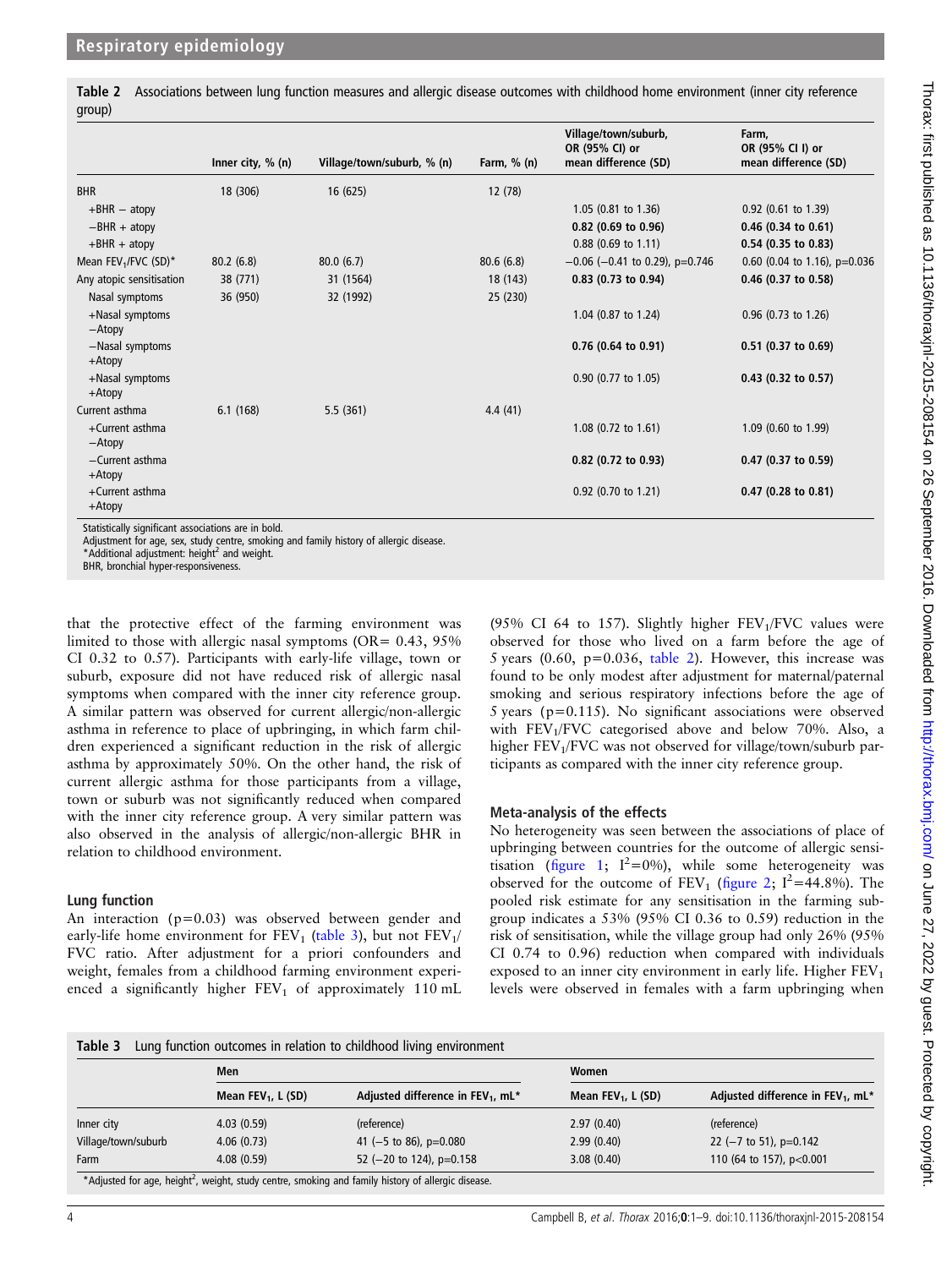**Table 2** Associations between lung function measures and allergic disease outcomes with childhood home environment (inner city reference group)

| | Inner city, % (n) | Village/town/suburb, % (n) | Farm, % (n) | Village/town/suburb, OR (95% CI) or mean difference (SD) | Farm, OR (95% CI I) or mean difference (SD) |
|---|---|---|---|---|---|
| BHR | 18 (306) | 16 (625) | 12 (78) | | |
| +BHR − atopy | | | | 1.05 (0.81 to 1.36) | 0.92 (0.61 to 1.39) |
| −BHR + atopy | | | | **0.82 (0.69 to 0.96)** | **0.46 (0.34 to 0.61)** |
| +BHR + atopy | | | | 0.88 (0.69 to 1.11) | **0.54 (0.35 to 0.83)** |
| Mean $FEV_1$/FVC (SD)* | 80.2 (6.8) | 80.0 (6.7) | 80.6 (6.8) | −0.06 (−0.41 to 0.29), p=0.746 | 0.60 (0.04 to 1.16), p=0.036 |
| Any atopic sensitisation | 38 (771) | 31 (1564) | 18 (143) | **0.83 (0.73 to 0.94)** | **0.46 (0.37 to 0.58)** |
| Nasal symptoms | 36 (950) | 32 (1992) | 25 (230) | | |
| +Nasal symptoms −Atopy | | | | 1.04 (0.87 to 1.24) | 0.96 (0.73 to 1.26) |
| −Nasal symptoms +Atopy | | | | **0.76 (0.64 to 0.91)** | **0.51 (0.37 to 0.69)** |
| +Nasal symptoms +Atopy | | | | 0.90 (0.77 to 1.05) | **0.43 (0.32 to 0.57)** |
| Current asthma | 6.1 (168) | 5.5 (361) | 4.4 (41) | | |
| +Current asthma −Atopy | | | | 1.08 (0.72 to 1.61) | 1.09 (0.60 to 1.99) |
| −Current asthma +Atopy | | | | **0.82 (0.72 to 0.93)** | **0.47 (0.37 to 0.59)** |
| +Current asthma +Atopy | | | | 0.92 (0.70 to 1.21) | **0.47 (0.28 to 0.81)** |

Statistically significant associations are in bold.
Adjustment for age, sex, study centre, smoking and family history of allergic disease.
*Additional adjustment: height$^2$ and weight.
BHR, bronchial hyper-responsiveness.

that the protective effect of the farming environment was limited to those with allergic nasal symptoms (OR= 0.43, 95% CI 0.32 to 0.57). Participants with early-life village, town or suburb, exposure did not have reduced risk of allergic nasal symptoms when compared with the inner city reference group. A similar pattern was observed for current allergic/non-allergic asthma in reference to place of upbringing, in which farm children experienced a significant reduction in the risk of allergic asthma by approximately 50%. On the other hand, the risk of current allergic asthma for those participants from a village, town or suburb was not significantly reduced when compared with the inner city reference group. A very similar pattern was also observed in the analysis of allergic/non-allergic BHR in relation to childhood environment.

### Lung function

An interaction (p=0.03) was observed between gender and early-life home environment for $FEV_1$ (table 3), but not $FEV_1$/FVC ratio. After adjustment for a priori confounders and weight, females from a childhood farming environment experienced a significantly higher $FEV_1$ of approximately 110 mL (95% CI 64 to 157). Slightly higher $FEV_1$/FVC values were observed for those who lived on a farm before the age of 5 years (0.60, p=0.036, table 2). However, this increase was found to be only modest after adjustment for maternal/paternal smoking and serious respiratory infections before the age of 5 years (p=0.115). No significant associations were observed with $FEV_1$/FVC categorised above and below 70%. Also, a higher $FEV_1$/FVC was not observed for village/town/suburb participants as compared with the inner city reference group.

### Meta-analysis of the effects

No heterogeneity was seen between the associations of place of upbringing between countries for the outcome of allergic sensitisation (figure 1; $I^2$=0%), while some heterogeneity was observed for the outcome of $FEV_1$ (figure 2; $I^2$=44.8%). The pooled risk estimate for any sensitisation in the farming subgroup indicates a 53% (95% CI 0.36 to 0.59) reduction in the risk of sensitisation, while the village group had only 26% (95% CI 0.74 to 0.96) reduction when compared with individuals exposed to an inner city environment in early life. Higher $FEV_1$ levels were observed in females with a farm upbringing when

**Table 3** Lung function outcomes in relation to childhood living environment

| | Men | | Women | |
|---|---|---|---|---|
| | Mean $FEV_1$, L (SD) | Adjusted difference in $FEV_1$, mL* | Mean $FEV_1$, L (SD) | Adjusted difference in $FEV_1$, mL* |
| Inner city | 4.03 (0.59) | (reference) | 2.97 (0.40) | (reference) |
| Village/town/suburb | 4.06 (0.73) | 41 (−5 to 86), p=0.080 | 2.99 (0.40) | 22 (−7 to 51), p=0.142 |
| Farm | 4.08 (0.59) | 52 (−20 to 124), p=0.158 | 3.08 (0.40) | 110 (64 to 157), p<0.001 |

*Adjusted for age, height$^2$, weight, study centre, smoking and family history of allergic disease.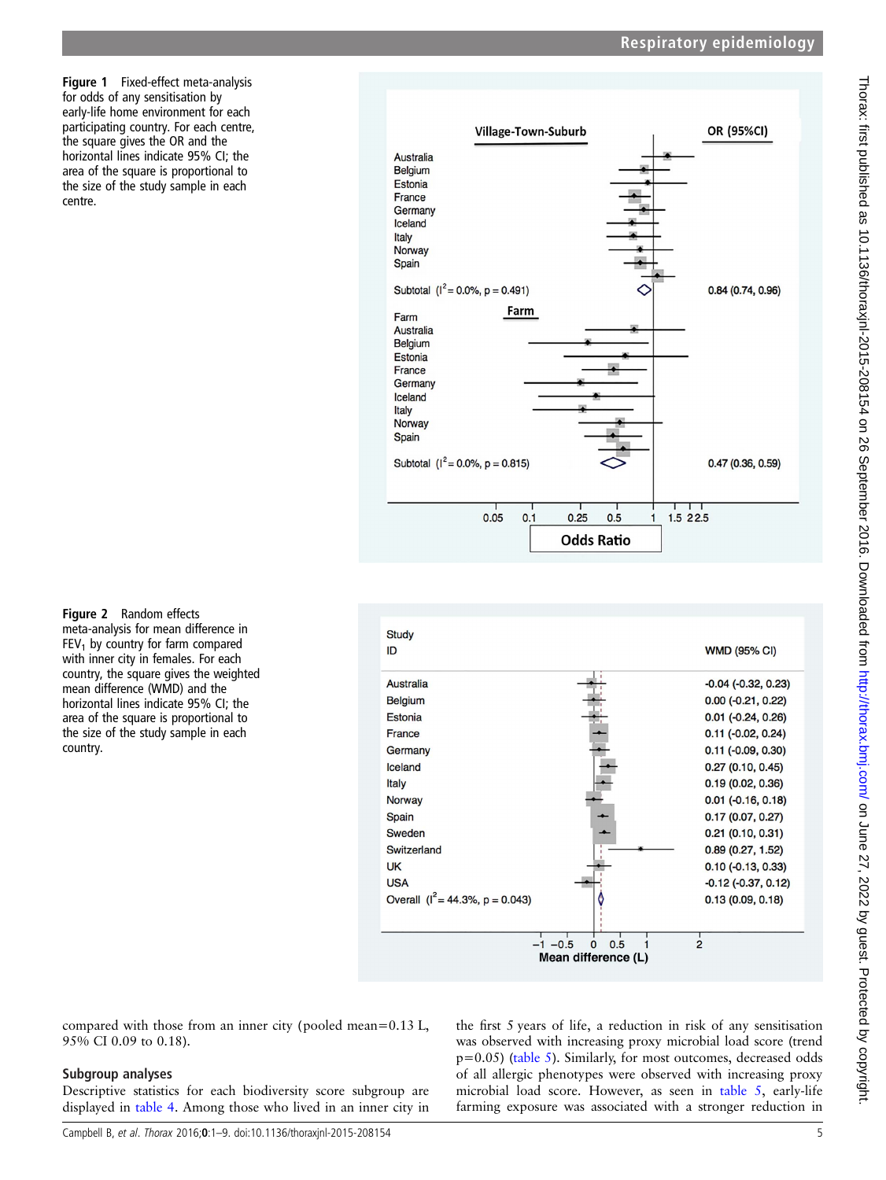**Figure 1** Fixed-effect meta-analysis for odds of any sensitisation by early-life home environment for each participating country. For each centre, the square gives the OR and the horizontal lines indicate 95% CI; the area of the square is proportional to the size of the study sample in each centre.

**Figure 2** Random effects meta-analysis for mean difference in $FEV_1$ by country for farm compared with inner city in females. For each country, the square gives the weighted mean difference (WMD) and the horizontal lines indicate 95% CI; the area of the square is proportional to the size of the study sample in each country.

compared with those from an inner city (pooled mean=0.13 L, 95% CI 0.09 to 0.18).

### Subgroup analyses

Descriptive statistics for each biodiversity score subgroup are displayed in table 4. Among those who lived in an inner city in the first 5 years of life, a reduction in risk of any sensitisation was observed with increasing proxy microbial load score (trend p=0.05) (table 5). Similarly, for most outcomes, decreased odds of all allergic phenotypes were observed with increasing proxy microbial load score. However, as seen in table 5, early-life farming exposure was associated with a stronger reduction in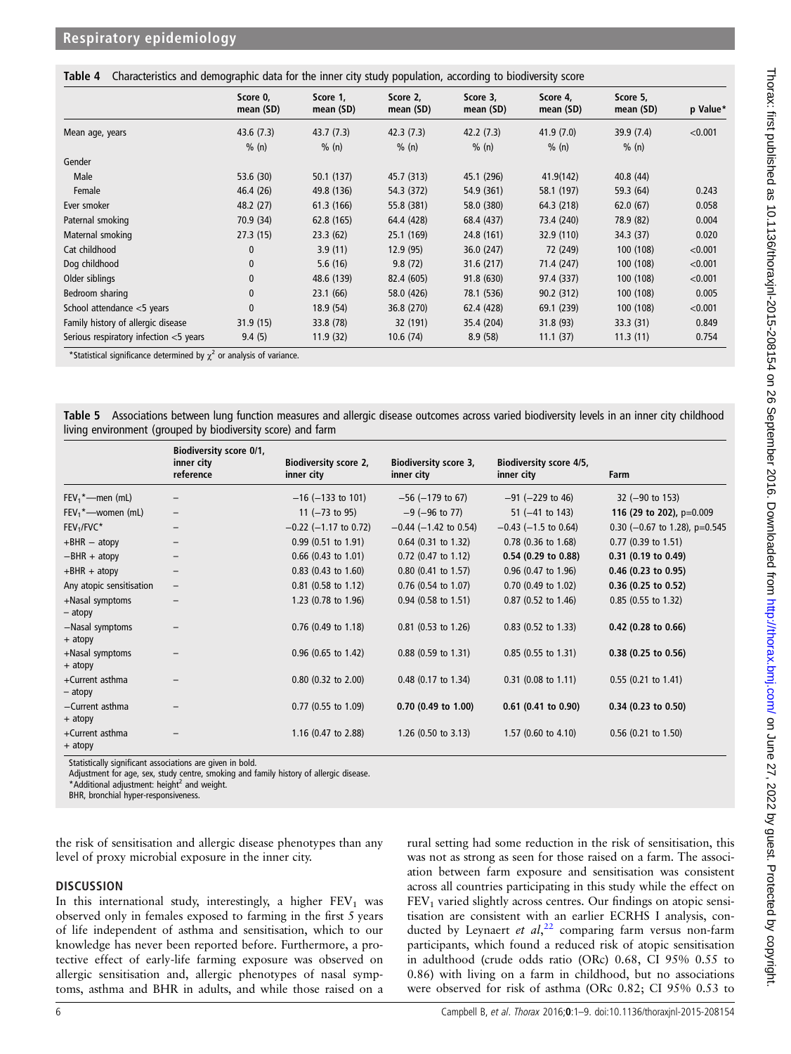**Table 4** Characteristics and demographic data for the inner city study population, according to biodiversity score

| | Score 0, mean (SD) | Score 1, mean (SD) | Score 2, mean (SD) | Score 3, mean (SD) | Score 4, mean (SD) | Score 5, mean (SD) | p Value* |
|---|---|---|---|---|---|---|---|
| Mean age, years | 43.6 (7.3) | 43.7 (7.3) | 42.3 (7.3) | 42.2 (7.3) | 41.9 (7.0) | 39.9 (7.4) | <0.001 |
| | % (n) | % (n) | % (n) | % (n) | % (n) | % (n) | |
| Gender | | | | | | | |
| Male | 53.6 (30) | 50.1 (137) | 45.7 (313) | 45.1 (296) | 41.9(142) | 40.8 (44) | |
| Female | 46.4 (26) | 49.8 (136) | 54.3 (372) | 54.9 (361) | 58.1 (197) | 59.3 (64) | 0.243 |
| Ever smoker | 48.2 (27) | 61.3 (166) | 55.8 (381) | 58.0 (380) | 64.3 (218) | 62.0 (67) | 0.058 |
| Paternal smoking | 70.9 (34) | 62.8 (165) | 64.4 (428) | 68.4 (437) | 73.4 (240) | 78.9 (82) | 0.004 |
| Maternal smoking | 27.3 (15) | 23.3 (62) | 25.1 (169) | 24.8 (161) | 32.9 (110) | 34.3 (37) | 0.020 |
| Cat childhood | 0 | 3.9 (11) | 12.9 (95) | 36.0 (247) | 72 (249) | 100 (108) | <0.001 |
| Dog childhood | 0 | 5.6 (16) | 9.8 (72) | 31.6 (217) | 71.4 (247) | 100 (108) | <0.001 |
| Older siblings | 0 | 48.6 (139) | 82.4 (605) | 91.8 (630) | 97.4 (337) | 100 (108) | <0.001 |
| Bedroom sharing | 0 | 23.1 (66) | 58.0 (426) | 78.1 (536) | 90.2 (312) | 100 (108) | 0.005 |
| School attendance <5 years | 0 | 18.9 (54) | 36.8 (270) | 62.4 (428) | 69.1 (239) | 100 (108) | <0.001 |
| Family history of allergic disease | 31.9 (15) | 33.8 (78) | 32 (191) | 35.4 (204) | 31.8 (93) | 33.3 (31) | 0.849 |
| Serious respiratory infection <5 years | 9.4 (5) | 11.9 (32) | 10.6 (74) | 8.9 (58) | 11.1 (37) | 11.3 (11) | 0.754 |

*Statistical significance determined by $\chi^2$ or analysis of variance.

**Table 5** Associations between lung function measures and allergic disease outcomes across varied biodiversity levels in an inner city childhood living environment (grouped by biodiversity score) and farm

| | Biodiversity score 0/1, inner city reference | Biodiversity score 2, inner city | Biodiversity score 3, inner city | Biodiversity score 4/5, inner city | Farm |
|---|---|---|---|---|---|
| $FEV_1$*—men (mL) | – | −16 (−133 to 101) | −56 (−179 to 67) | −91 (−229 to 46) | 32 (−90 to 153) |
| $FEV_1$*—women (mL) | – | 11 (−73 to 95) | −9 (−96 to 77) | 51 (−41 to 143) | **116 (29 to 202)**, p=0.009 |
| $FEV_1$/FVC* | – | −0.22 (−1.17 to 0.72) | −0.44 (−1.42 to 0.54) | −0.43 (−1.5 to 0.64) | 0.30 (−0.67 to 1.28), p=0.545 |
| +BHR − atopy | – | 0.99 (0.51 to 1.91) | 0.64 (0.31 to 1.32) | 0.78 (0.36 to 1.68) | 0.77 (0.39 to 1.51) |
| −BHR + atopy | – | 0.66 (0.43 to 1.01) | 0.72 (0.47 to 1.12) | **0.54 (0.29 to 0.88)** | **0.31 (0.19 to 0.49)** |
| +BHR + atopy | – | 0.83 (0.43 to 1.60) | 0.80 (0.41 to 1.57) | 0.96 (0.47 to 1.96) | **0.46 (0.23 to 0.95)** |
| Any atopic sensitisation | – | 0.81 (0.58 to 1.12) | 0.76 (0.54 to 1.07) | 0.70 (0.49 to 1.02) | **0.36 (0.25 to 0.52)** |
| +Nasal symptoms − atopy | – | 1.23 (0.78 to 1.96) | 0.94 (0.58 to 1.51) | 0.87 (0.52 to 1.46) | 0.85 (0.55 to 1.32) |
| −Nasal symptoms + atopy | – | 0.76 (0.49 to 1.18) | 0.81 (0.53 to 1.26) | 0.83 (0.52 to 1.33) | **0.42 (0.28 to 0.66)** |
| +Nasal symptoms + atopy | – | 0.96 (0.65 to 1.42) | 0.88 (0.59 to 1.31) | 0.85 (0.55 to 1.31) | **0.38 (0.25 to 0.56)** |
| +Current asthma − atopy | – | 0.80 (0.32 to 2.00) | 0.48 (0.17 to 1.34) | 0.31 (0.08 to 1.11) | 0.55 (0.21 to 1.41) |
| −Current asthma + atopy | – | 0.77 (0.55 to 1.09) | **0.70 (0.49 to 1.00)** | **0.61 (0.41 to 0.90)** | **0.34 (0.23 to 0.50)** |
| +Current asthma + atopy | – | 1.16 (0.47 to 2.88) | 1.26 (0.50 to 3.13) | 1.57 (0.60 to 4.10) | 0.56 (0.21 to 1.50) |

Statistically significant associations are given in bold.
Adjustment for age, sex, study centre, smoking and family history of allergic disease.
*Additional adjustment: height$^2$ and weight.
BHR, bronchial hyper-responsiveness.

the risk of sensitisation and allergic disease phenotypes than any level of proxy microbial exposure in the inner city.

## DISCUSSION

In this international study, interestingly, a higher $FEV_1$ was observed only in females exposed to farming in the first 5 years of life independent of asthma and sensitisation, which to our knowledge has never been reported before. Furthermore, a protective effect of early-life farming exposure was observed on allergic sensitisation and, allergic phenotypes of nasal symptoms, asthma and BHR in adults, and while those raised on a rural setting had some reduction in the risk of sensitisation, this was not as strong as seen for those raised on a farm. The association between farm exposure and sensitisation was consistent across all countries participating in this study while the effect on $FEV_1$ varied slightly across centres. Our findings on atopic sensitisation are consistent with an earlier ECRHS I analysis, conducted by Leynaert *et al*,[22] comparing farm versus non-farm participants, which found a reduced risk of atopic sensitisation in adulthood (crude odds ratio (ORc) 0.68, CI 95% 0.55 to 0.86) with living on a farm in childhood, but no associations were observed for risk of asthma (ORc 0.82; CI 95% 0.53 to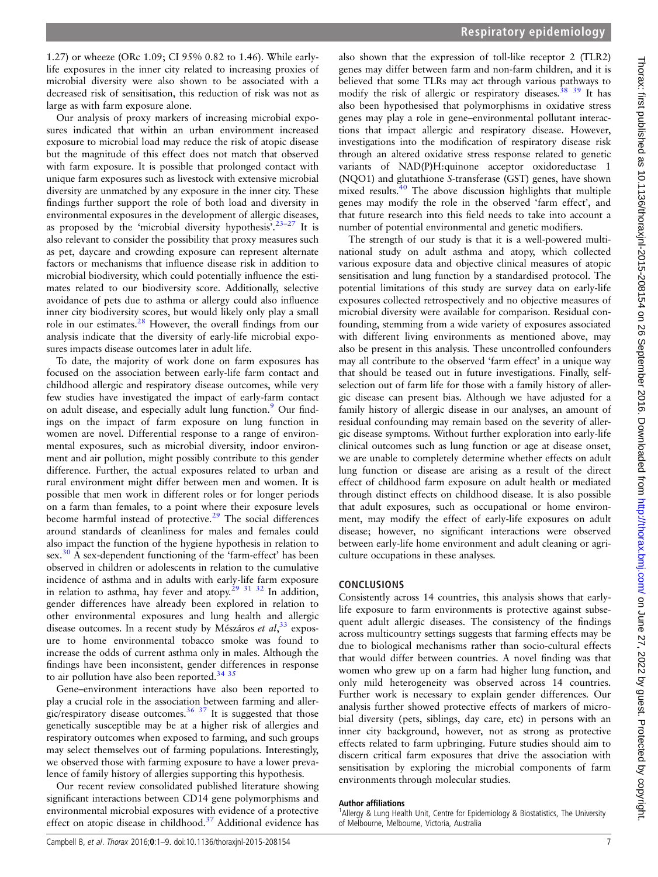1.27) or wheeze (ORc 1.09; CI 95% 0.82 to 1.46). While early-life exposures in the inner city related to increasing proxies of microbial diversity were also shown to be associated with a decreased risk of sensitisation, this reduction of risk was not as large as with farm exposure alone.

Our analysis of proxy markers of increasing microbial exposures indicated that within an urban environment increased exposure to microbial load may reduce the risk of atopic disease but the magnitude of this effect does not match that observed with farm exposure. It is possible that prolonged contact with unique farm exposures such as livestock with extensive microbial diversity are unmatched by any exposure in the inner city. These findings further support the role of both load and diversity in environmental exposures in the development of allergic diseases, as proposed by the 'microbial diversity hypothesis'.[23–27] It is also relevant to consider the possibility that proxy measures such as pet, daycare and crowding exposure can represent alternate factors or mechanisms that influence disease risk in addition to microbial biodiversity, which could potentially influence the estimates related to our biodiversity score. Additionally, selective avoidance of pets due to asthma or allergy could also influence inner city biodiversity scores, but would likely only play a small role in our estimates.[28] However, the overall findings from our analysis indicate that the diversity of early-life microbial exposures impacts disease outcomes later in adult life.

To date, the majority of work done on farm exposures has focused on the association between early-life farm contact and childhood allergic and respiratory disease outcomes, while very few studies have investigated the impact of early-farm contact on adult disease, and especially adult lung function.[9] Our findings on the impact of farm exposure on lung function in women are novel. Differential response to a range of environmental exposures, such as microbial diversity, indoor environment and air pollution, might possibly contribute to this gender difference. Further, the actual exposures related to urban and rural environment might differ between men and women. It is possible that men work in different roles or for longer periods on a farm than females, to a point where their exposure levels become harmful instead of protective.[29] The social differences around standards of cleanliness for males and females could also impact the function of the hygiene hypothesis in relation to sex.[30] A sex-dependent functioning of the 'farm-effect' has been observed in children or adolescents in relation to the cumulative incidence of asthma and in adults with early-life farm exposure in relation to asthma, hay fever and atopy.[29 31 32] In addition, gender differences have already been explored in relation to other environmental exposures and lung health and allergic disease outcomes. In a recent study by Mészáros *et al*,[33] exposure to home environmental tobacco smoke was found to increase the odds of current asthma only in males. Although the findings have been inconsistent, gender differences in response to air pollution have also been reported.[34 35]

Gene–environment interactions have also been reported to play a crucial role in the association between farming and allergic/respiratory disease outcomes.[36 37] It is suggested that those genetically susceptible may be at a higher risk of allergies and respiratory outcomes when exposed to farming, and such groups may select themselves out of farming populations. Interestingly, we observed those with farming exposure to have a lower prevalence of family history of allergies supporting this hypothesis.

Our recent review consolidated published literature showing significant interactions between CD14 gene polymorphisms and environmental microbial exposures with evidence of a protective effect on atopic disease in childhood.[37] Additional evidence has also shown that the expression of toll-like receptor 2 (TLR2) genes may differ between farm and non-farm children, and it is believed that some TLRs may act through various pathways to modify the risk of allergic or respiratory diseases.[38 39] It has also been hypothesised that polymorphisms in oxidative stress genes may play a role in gene–environmental pollutant interactions that impact allergic and respiratory disease. However, investigations into the modification of respiratory disease risk through an altered oxidative stress response related to genetic variants of NAD(P)H:quinone acceptor oxidoreductase 1 (NQO1) and glutathione *S*-transferase (GST) genes, have shown mixed results.[40] The above discussion highlights that multiple genes may modify the role in the observed 'farm effect', and that future research into this field needs to take into account a number of potential environmental and genetic modifiers.

The strength of our study is that it is a well-powered multinational study on adult asthma and atopy, which collected various exposure data and objective clinical measures of atopic sensitisation and lung function by a standardised protocol. The potential limitations of this study are survey data on early-life exposures collected retrospectively and no objective measures of microbial diversity were available for comparison. Residual confounding, stemming from a wide variety of exposures associated with different living environments as mentioned above, may also be present in this analysis. These uncontrolled confounders may all contribute to the observed 'farm effect' in a unique way that should be teased out in future investigations. Finally, self-selection out of farm life for those with a family history of allergic disease can present bias. Although we have adjusted for a family history of allergic disease in our analyses, an amount of residual confounding may remain based on the severity of allergic disease symptoms. Without further exploration into early-life clinical outcomes such as lung function or age at disease onset, we are unable to completely determine whether effects on adult lung function or disease are arising as a result of the direct effect of childhood farm exposure on adult health or mediated through distinct effects on childhood disease. It is also possible that adult exposures, such as occupational or home environment, may modify the effect of early-life exposures on adult disease; however, no significant interactions were observed between early-life home environment and adult cleaning or agriculture occupations in these analyses.

## CONCLUSIONS

Consistently across 14 countries, this analysis shows that early-life exposure to farm environments is protective against subsequent adult allergic diseases. The consistency of the findings across multicountry settings suggests that farming effects may be due to biological mechanisms rather than socio-cultural effects that would differ between countries. A novel finding was that women who grew up on a farm had higher lung function, and only mild heterogeneity was observed across 14 countries. Further work is necessary to explain gender differences. Our analysis further showed protective effects of markers of microbial diversity (pets, siblings, day care, etc) in persons with an inner city background, however, not as strong as protective effects related to farm upbringing. Future studies should aim to discern critical farm exposures that drive the association with sensitisation by exploring the microbial components of farm environments through molecular studies.

**Author affiliations**
[1]Allergy & Lung Health Unit, Centre for Epidemiology & Biostatistics, The University of Melbourne, Melbourne, Victoria, Australia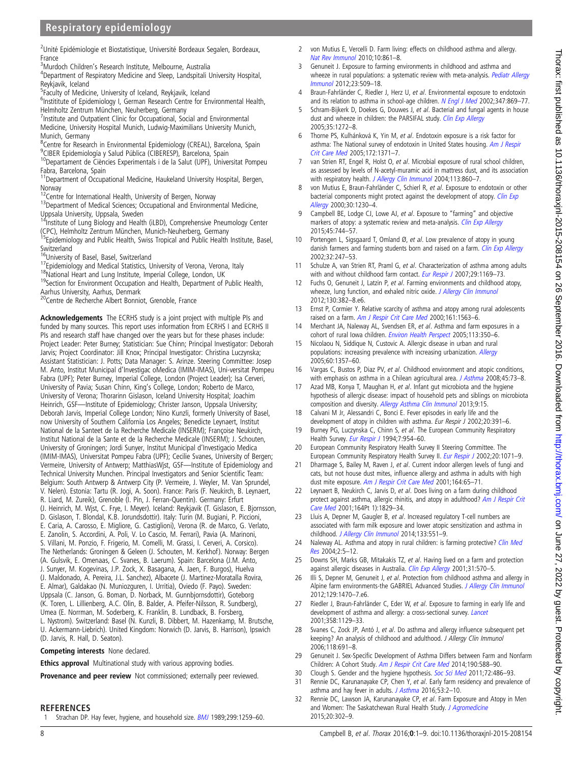[2]Unité Epidémiologie et Biostatistique, Université Bordeaux Segalen, Bordeaux, France
[3]Murdoch Children's Research Institute, Melbourne, Australia
[4]Department of Respiratory Medicine and Sleep, Landspitali University Hospital, Reykjavik, Iceland
[5]Faculty of Medicine, University of Iceland, Reykjavik, Iceland
[6]Institute of Epidemiology I, German Research Centre for Environmental Health, Helmholtz Zentrum München, Neuherberg, Germany
[7]Institute and Outpatient Clinic for Occupational, Social and Environmental Medicine, University Hospital Munich, Ludwig-Maximilians University Munich, Munich, Germany
[8]Centre for Research in Environmental Epidemiology (CREAL), Barcelona, Spain
[9]CIBER Epidemiología y Salud Pública (CIBERESP), Barcelona, Spain
[10]Departament de Ciències Experimentals i de la Salut (UPF), Universitat Pompeu Fabra, Barcelona, Spain
[11]Department of Occupational Medicine, Haukeland University Hospital, Bergen, Norway
[12]Centre for International Health, University of Bergen, Norway
[13]Department of Medical Sciences; Occupational and Environmental Medicine, Uppsala University, Uppsala, Sweden
[14]Institute of Lung Biology and Health (iLBD), Comprehensive Pneumology Center (CPC), Helmholtz Zentrum München, Munich-Neuherberg, Germany
[15]Epidemiology and Public Health, Swiss Tropical and Public Health Institute, Basel, Switzerland
[16]University of Basel, Basel, Switzerland
[17]Epidemiology and Medical Statistics, University of Verona, Verona, Italy
[18]National Heart and Lung Institute, Imperial College, London, UK
[19]Section for Environment Occupation and Health, Department of Public Health, Aarhus University, Aarhus, Denmark
[20]Centre de Recherche Albert Bonniot, Grenoble, France

**Acknowledgements** The ECRHS study is a joint project with multiple PIs and funded by many sources. This report uses information from ECRHS I and ECRHS II PIs and research staff have changed over the years but for these phases include: Project Leader: Peter Burney; Statistician: Sue Chinn; Principal Investigator: Deborah Jarvis; Project Coordinator: Jill Knox; Principal Investigator: Christina Luczynska; Assistant Statistician: J. Potts; Data Manager: S. Arinze. Steering Committee: Josep M. Anto, Institut Municipal d'Investigac oMedica (IMIM-IMAS), Uni-versitat Pompeu Fabra (UPF); Peter Burney, Imperial College, London (Project Leader); Isa Cerveri, University of Pavia; Susan Chinn, King's College, London; Roberto de Marco, University of Verona; Thorarinn Gislason, Iceland University Hospital; Joachim Heinrich, GSF—Institute of Epidemiology; Christer Janson, Uppsala University; Deborah Jarvis, Imperial College London; Nino Kunzli, formerly University of Basel, now University of Southern California Los Angeles; Benedicte Leynaert, Institut National de la Santeet de la Recherche Medicale (INSERM); Françoise Neukirch, Institut National de la Sante et de la Recherche Medicale (INSERM); J. Schouten, University of Groningen; Jordi Sunyer, Institut Municipal d'Investigacio Medica (IMIM-IMAS), Universitat Pompeu Fabra (UPF); Cecilie Svanes, University of Bergen; Vermeire, University of Antwerp; MatthiasWjst, GSF—Institute of Epidemiology and Technical University Munchen. Principal Investigators and Senior Scientific Team: Belgium: South Antwerp & Antwerp City (P. Vermeire, J. Weyler, M. Van Sprundel, V. Nelen). Estonia: Tartu (R. Jogi, A. Soon). France: Paris (F. Neukirch, B. Leynaert, R. Liard, M. Zureik), Grenoble (I. Pin, J. Ferran-Quentin). Germany: Erfurt (J. Heinrich, M. Wjst, C. Frye, I. Meyer). Iceland: Reykjavik (T. Gislason, E. Bjornsson, D. Gislason, T. Blondal, K.B. Jorundsdottir). Italy: Turin (M. Bugiani, P. Piccioni, E. Caria, A. Carosso, E. Migliore, G. Castiglioni), Verona (R. de Marco, G. Verlato, E. Zanolin, S. Accordini, A. Poli, V. Lo Cascio, M. Ferrari), Pavia (A. Marinoni, S. Villani, M. Ponzio, F. Frigerio, M. Comelli, M. Grassi, I. Cerveri, A. Corsico). The Netherlands: Groningen & Geleen (J. Schouten, M. Kerkhof). Norway: Bergen (A. Gulsvik, E. Omenaas, C. Svanes, B. Laerum). Spain: Barcelona (J.M. Anto, J. Sunyer, M. Kogevinas, J.P. Zock, X. Basagana, A. Jaen, F. Burgos), Huelva (J. Maldonado, A. Pereira, J.L. Sanchez), Albacete (J. Martinez-Moratalla Rovira, E. Almar), Galdakao (N. Muniozguren, I. Urritia), Oviedo (F. Payo). Sweden: Uppsala (C. Janson, G. Boman, D. Norback, M. Gunnbjornsdottir), Goteborg (K. Toren, L. Lillienberg, A.C. Olin, B. Balder, A. Pfeifer-Nilsson, R. Sundberg), Umea (E. Norrman, M. Soderberg, K. Franklin, B. Lundback, B. Forsberg, L. Nystrom). Switzerland: Basel (N. Kunzli, B. Dibbert, M. Hazenkamp, M. Brutsche, U. Ackermann-Liebrich). United Kingdom: Norwich (D. Jarvis, B. Harrison), Ipswich (D. Jarvis, R. Hall, D. Seaton).

**Competing interests** None declared.

**Ethics approval** Multinational study with various approving bodies.

**Provenance and peer review** Not commissioned; externally peer reviewed.

## REFERENCES

1. Strachan DP. Hay fever, hygiene, and household size. *BMJ* 1989;299:1259–60.
2. von Mutius E, Vercelli D. Farm living: effects on childhood asthma and allergy. *Nat Rev Immunol* 2010;10:861–8.
3. Genuneit J. Exposure to farming environments in childhood and asthma and wheeze in rural populations: a systematic review with meta-analysis. *Pediatr Allergy Immunol* 2012;23:509–18.
4. Braun-Fahrländer C, Riedler J, Herz U, *et al*. Environmental exposure to endotoxin and its relation to asthma in school-age children. *N Engl J Med* 2002;347:869–77.
5. Schram-Bijkerk D, Doekes G, Douwes J, *et al*. Bacterial and fungal agents in house dust and wheeze in children: the PARSIFAL study. *Clin Exp Allergy* 2005;35:1272–8.
6. Thorne PS, Kulhánková K, Yin M, *et al*. Endotoxin exposure is a risk factor for asthma: The National survey of endotoxin in United States housing. *Am J Respir Crit Care Med* 2005;172:1371–7.
7. van Strien RT, Engel R, Holst O, *et al*. Microbial exposure of rural school children, as assessed by levels of N-acetyl-muramic acid in mattress dust, and its association with respiratory health. *J Allergy Clin Immunol* 2004;113:860–7.
8. von Mutius E, Braun-Fahrländer C, Schierl R, *et al*. Exposure to endotoxin or other bacterial components might protect against the development of atopy. *Clin Exp Allergy* 2000;30:1230–4.
9. Campbell BE, Lodge CJ, Lowe AJ, *et al*. Exposure to "farming" and objective markers of atopy: a systematic review and meta-analysis. *Clin Exp Allergy* 2015;45:744–57.
10. Portengen L, Sigsgaard T, Omland Ø, *et al*. Low prevalence of atopy in young danish farmers and farming students born and raised on a farm. *Clin Exp Allergy* 2002;32:247–53.
11. Schulze A, van Strien RT, Praml G, *et al*. Characterization of asthma among adults with and without childhood farm contact. *Eur Respir J* 2007;29:1169–73.
12. Fuchs O, Genuneit J, Latzin P, *et al*. Farming environments and childhood atopy, wheeze, lung function, and exhaled nitric oxide. *J Allergy Clin Immunol* 2012;130:382–8.e6.
13. Ernst P, Cormier Y. Relative scarcity of asthma and atopy among rural adolescents raised on a farm. *Am J Respir Crit Care Med* 2000;161:1563–6.
14. Merchant JA, Naleway AL, Svendsen ER, *et al*. Asthma and farm exposures in a cohort of rural Iowa children. *Environ Health Perspect* 2005;113:350–6.
15. Nicolaou N, Siddique N, Custovic A. Allergic disease in urban and rural populations: increasing prevalence with increasing urbanization. *Allergy* 2005;60:1357–60.
16. Vargas C, Bustos P, Diaz PV, *et al*. Childhood environment and atopic conditions, with emphasis on asthma in a Chilean agricultural area. *J Asthma* 2008;45:73–8.
17. Azad MB, Konya T, Maughan H, *et al*. Infant gut microbiota and the hygiene hypothesis of allergic disease: impact of household pets and siblings on microbiota composition and diversity. *Allergy Asthma Clin Immunol* 2013;9:15.
18. Calvani M Jr, Alessandri C, Bonci E. Fever episodes in early life and the development of atopy in children with asthma. *Eur Respir J* 2002;20:391–6.
19. Burney PG, Luczynska C, Chinn S, *et al*. The European Community Respiratory Health Survey. *Eur Respir J* 1994;7:954–60.
20. European Community Respiratory Health Survey II Steering Committee. The European Community Respiratory Health Survey II. *Eur Respir J* 2002;20:1071–9.
21. Dharmage S, Bailey M, Raven J, *et al*. Current indoor allergen levels of fungi and cats, but not house dust mites, influence allergy and asthma in adults with high dust mite exposure. *Am J Respir Crit Care Med* 2001;164:65–71.
22. Leynaert B, Neukirch C, Jarvis D, *et al*. Does living on a farm during childhood protect against asthma, allergic rhinitis, and atopy in adulthood? *Am J Respir Crit Care Med* 2001;164Pt 1):1829–34.
23. Lluis A, Depner M, Gaugler B, *et al*. Increased regulatory T-cell numbers are associated with farm milk exposure and lower atopic sensitization and asthma in childhood. *J Allergy Clin Immunol* 2014;133:551–9.
24. Naleway AL. Asthma and atopy in rural children: is farming protective? *Clin Med Res* 2004;2:5–12.
25. Downs SH, Marks GB, Mitakakis TZ, *et al*. Having lived on a farm and protection against allergic diseases in Australia. *Clin Exp Allergy* 2001;31:570–5.
26. Illi S, Depner M, Genuneit J, *et al*. Protection from childhood asthma and allergy in Alpine farm environments-the GABRIEL Advanced Studies. *J Allergy Clin Immunol* 2012;129:1470–7.e6.
27. Riedler J, Braun-Fahrländer C, Eder W, *et al*. Exposure to farming in early life and development of asthma and allergy: a cross-sectional survey. *Lancet* 2001;358:1129–33.
28. Svanes C, Zock JP, Antó J, *et al*. Do asthma and allergy influence subsequent pet keeping? An analysis of childhood and adulthood. *J Allergy Clin Immunol* 2006;118:691–8.
29. Genuneit J. Sex-Specific Development of Asthma Differs between Farm and Nonfarm Children: A Cohort Study. *Am J Respir Crit Care Med* 2014;190:588–90.
30. Clough S. Gender and the hygiene hypothesis. *Soc Sci Med* 2011;72:486–93.
31. Rennie DC, Karunanayake CP, Chen Y, *et al*. Early farm residency and prevalence of asthma and hay fever in adults. *J Asthma* 2016;53:2–10.
32. Rennie DC, Lawson JA, Karunanayake CP, *et al*. Farm Exposure and Atopy in Men and Women: The Saskatchewan Rural Health Study. *J Agromedicine* 2015;20:302–9.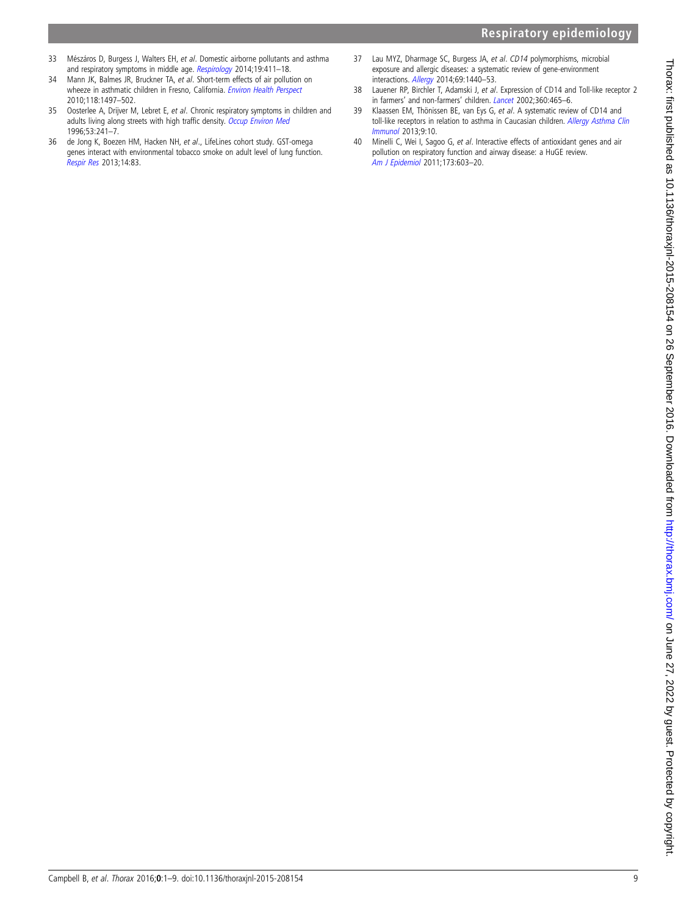33 Mészáros D, Burgess J, Walters EH, *et al*. Domestic airborne pollutants and asthma and respiratory symptoms in middle age. *Respirology* 2014;19:411–18.

34 Mann JK, Balmes JR, Bruckner TA, *et al*. Short-term effects of air pollution on wheeze in asthmatic children in Fresno, California. *Environ Health Perspect* 2010;118:1497–502.

35 Oosterlee A, Drijver M, Lebret E, *et al*. Chronic respiratory symptoms in children and adults living along streets with high traffic density. *Occup Environ Med* 1996;53:241–7.

36 de Jong K, Boezen HM, Hacken NH, *et al*., LifeLines cohort study. GST-omega genes interact with environmental tobacco smoke on adult level of lung function. *Respir Res* 2013;14:83.

37 Lau MYZ, Dharmage SC, Burgess JA, *et al*. *CD14* polymorphisms, microbial exposure and allergic diseases: a systematic review of gene-environment interactions. *Allergy* 2014;69:1440–53.

38 Lauener RP, Birchler T, Adamski J, *et al*. Expression of CD14 and Toll-like receptor 2 in farmers' and non-farmers' children. *Lancet* 2002;360:465–6.

39 Klaassen EM, Thönissen BE, van Eys G, *et al*. A systematic review of CD14 and toll-like receptors in relation to asthma in Caucasian children. *Allergy Asthma Clin Immunol* 2013;9:10.

40 Minelli C, Wei I, Sagoo G, *et al*. Interactive effects of antioxidant genes and air pollution on respiratory function and airway disease: a HuGE review. *Am J Epidemiol* 2011;173:603–20.